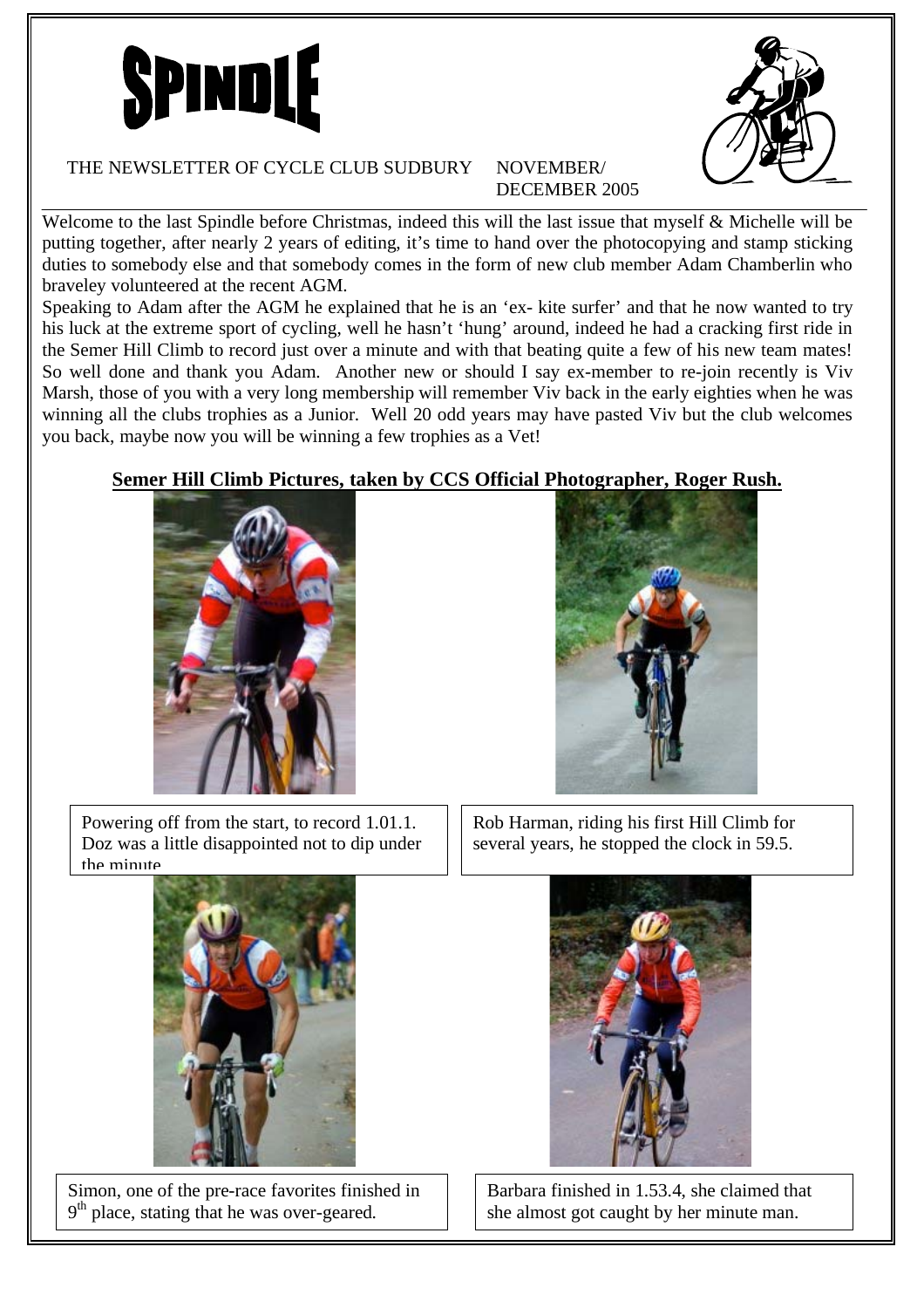# SPINDLE

THE NEWSLETTER OF CYCLE CLUB SUDBURY NOVEMBER/ DECEMBER 2005

Welcome to the last Spindle before Christmas, indeed this will the last issue that myself & Michelle will be putting together, after nearly 2 years of editing, it's time to hand over the photocopying and stamp sticking duties to somebody else and that somebody comes in the form of new club member Adam Chamberlin who braveley volunteered at the recent AGM.

Speaking to Adam after the AGM he explained that he is an 'ex- kite surfer' and that he now wanted to try his luck at the extreme sport of cycling, well he hasn't 'hung' around, indeed he had a cracking first ride in the Semer Hill Climb to record just over a minute and with that beating quite a few of his new team mates! So well done and thank you Adam. Another new or should I say ex-member to re-join recently is Viv Marsh, those of you with a very long membership will remember Viv back in the early eighties when he was winning all the clubs trophies as a Junior. Well 20 odd years may have pasted Viv but the club welcomes you back, maybe now you will be winning a few trophies as a Vet!

**Semer Hill Climb Pictures, taken by CCS Official Photographer, Roger Rush.**

Powering off from the start, to record 1.01.1. Doz was a little disappointed not to dip under the minute

Rob Harman, riding his first Hill Climb for several years, he stopped the clock in 59.5.

Simon, one of the pre-race favorites finished in 9th place, stating that he was over-geared.

Barbara finished in 1.53.4, she claimed that she almost got caught by her minute man.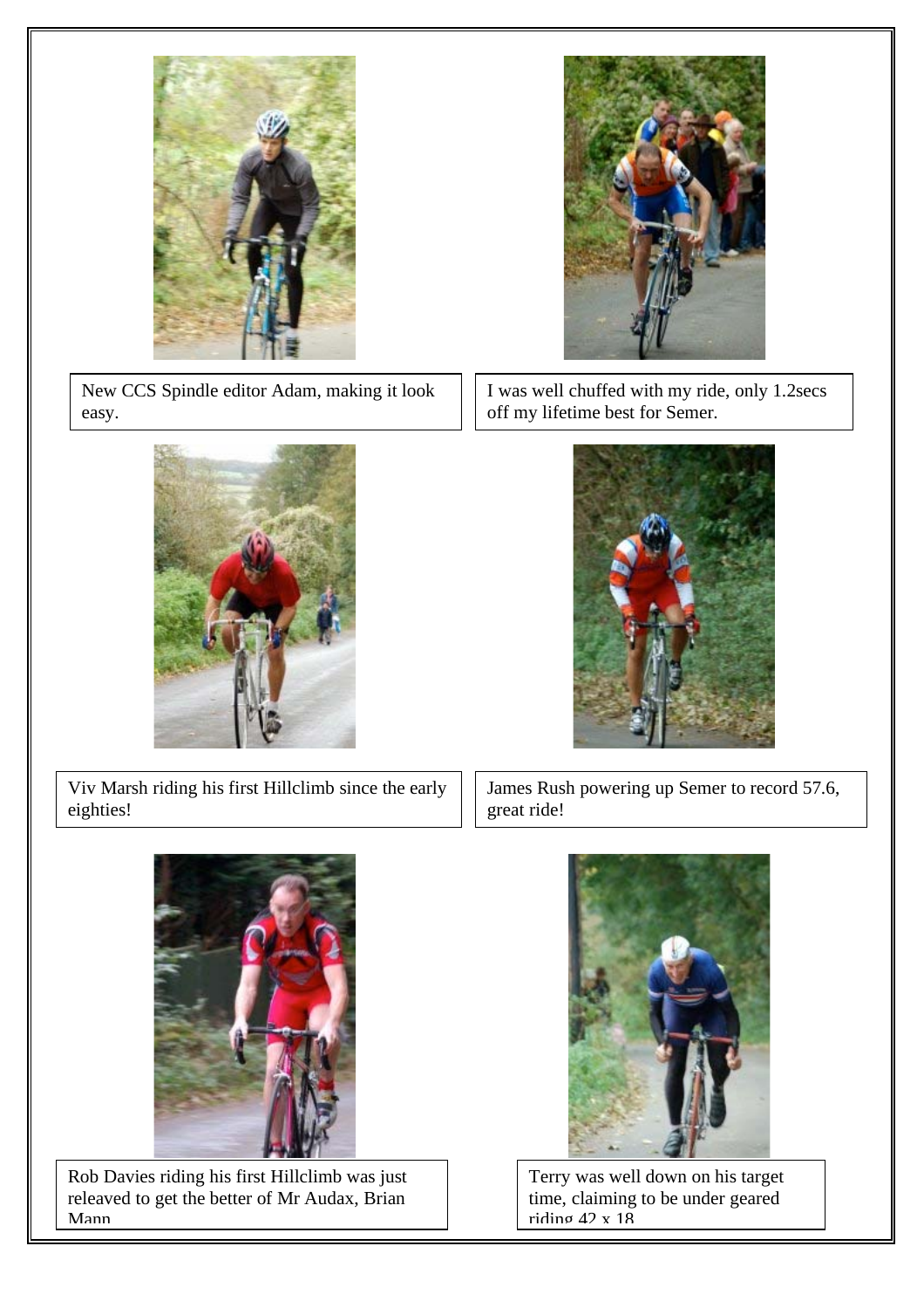New CCS Spindle editor Adam, making it look easy.

I was well chuffed with my ride, only 1.2secs off my lifetime best for Semer.

Viv Marsh riding his first Hillclimb since the early eighties!

James Rush powering up Semer to record 57.6, great ride!

Rob Davies riding his first Hillclimb was just releaved to get the better of Mr Audax, Brian Mann

Terry was well down on his target time, claiming to be under geared riding 42 x 18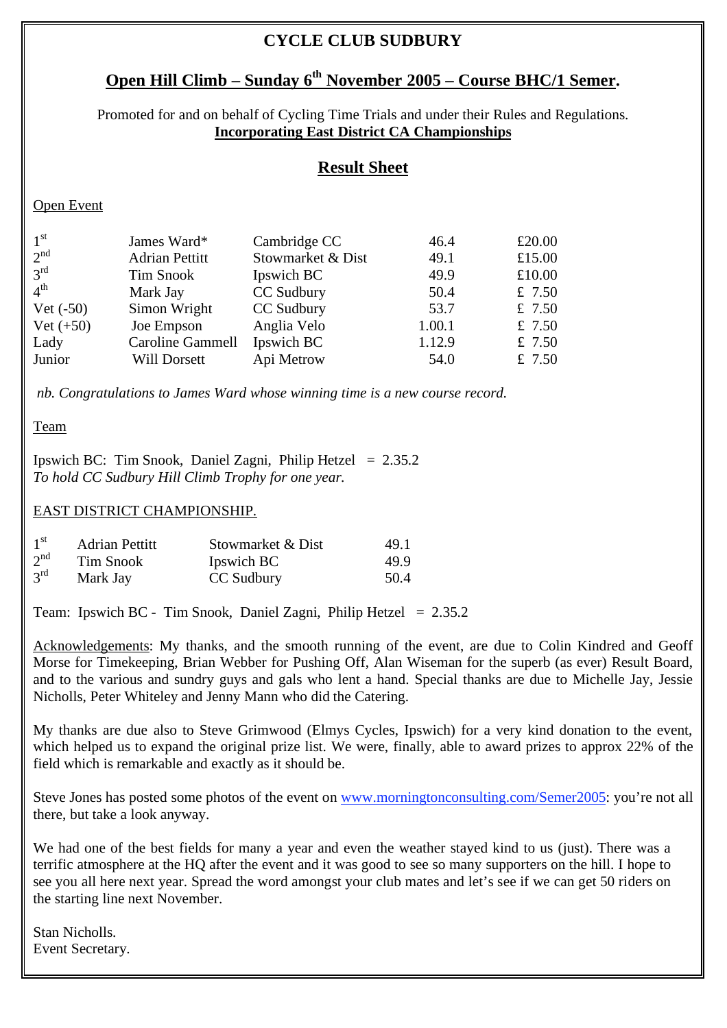# CYCLE CLUB SUDBURY

## Open Hill Climb – Sunday 6th November 2005 – Course BHC/1 Semer.

Promoted for and on behalf of Cycling Time Trials and under their Rules and Regulations.
**Incorporating East District CA Championships**

## Result Sheet

Open Event

| | | | | |
|---|---|---|---|---|
| 1st | James Ward* | Cambridge CC | 46.4 | £20.00 |
| 2nd | Adrian Pettitt | Stowmarket & Dist | 49.1 | £15.00 |
| 3rd | Tim Snook | Ipswich BC | 49.9 | £10.00 |
| 4th | Mark Jay | CC Sudbury | 50.4 | £ 7.50 |
| Vet (-50) | Simon Wright | CC Sudbury | 53.7 | £ 7.50 |
| Vet (+50) | Joe Empson | Anglia Velo | 1.00.1 | £ 7.50 |
| Lady | Caroline Gammell | Ipswich BC | 1.12.9 | £ 7.50 |
| Junior | Will Dorsett | Api Metrow | 54.0 | £ 7.50 |

*nb. Congratulations to James Ward whose winning time is a new course record.*

Team

Ipswich BC: Tim Snook, Daniel Zagni, Philip Hetzel = 2.35.2
*To hold CC Sudbury Hill Climb Trophy for one year.*

EAST DISTRICT CHAMPIONSHIP.

| | | | |
|---|---|---|---|
| 1st | Adrian Pettitt | Stowmarket & Dist | 49.1 |
| 2nd | Tim Snook | Ipswich BC | 49.9 |
| 3rd | Mark Jay | CC Sudbury | 50.4 |

Team: Ipswich BC - Tim Snook, Daniel Zagni, Philip Hetzel = 2.35.2

Acknowledgements: My thanks, and the smooth running of the event, are due to Colin Kindred and Geoff Morse for Timekeeping, Brian Webber for Pushing Off, Alan Wiseman for the superb (as ever) Result Board, and to the various and sundry guys and gals who lent a hand. Special thanks are due to Michelle Jay, Jessie Nicholls, Peter Whiteley and Jenny Mann who did the Catering.

My thanks are due also to Steve Grimwood (Elmys Cycles, Ipswich) for a very kind donation to the event, which helped us to expand the original prize list. We were, finally, able to award prizes to approx 22% of the field which is remarkable and exactly as it should be.

Steve Jones has posted some photos of the event on www.morningtonconsulting.com/Semer2005: you're not all there, but take a look anyway.

We had one of the best fields for many a year and even the weather stayed kind to us (just). There was a terrific atmosphere at the HQ after the event and it was good to see so many supporters on the hill. I hope to see you all here next year. Spread the word amongst your club mates and let's see if we can get 50 riders on the starting line next November.

Stan Nicholls.
Event Secretary.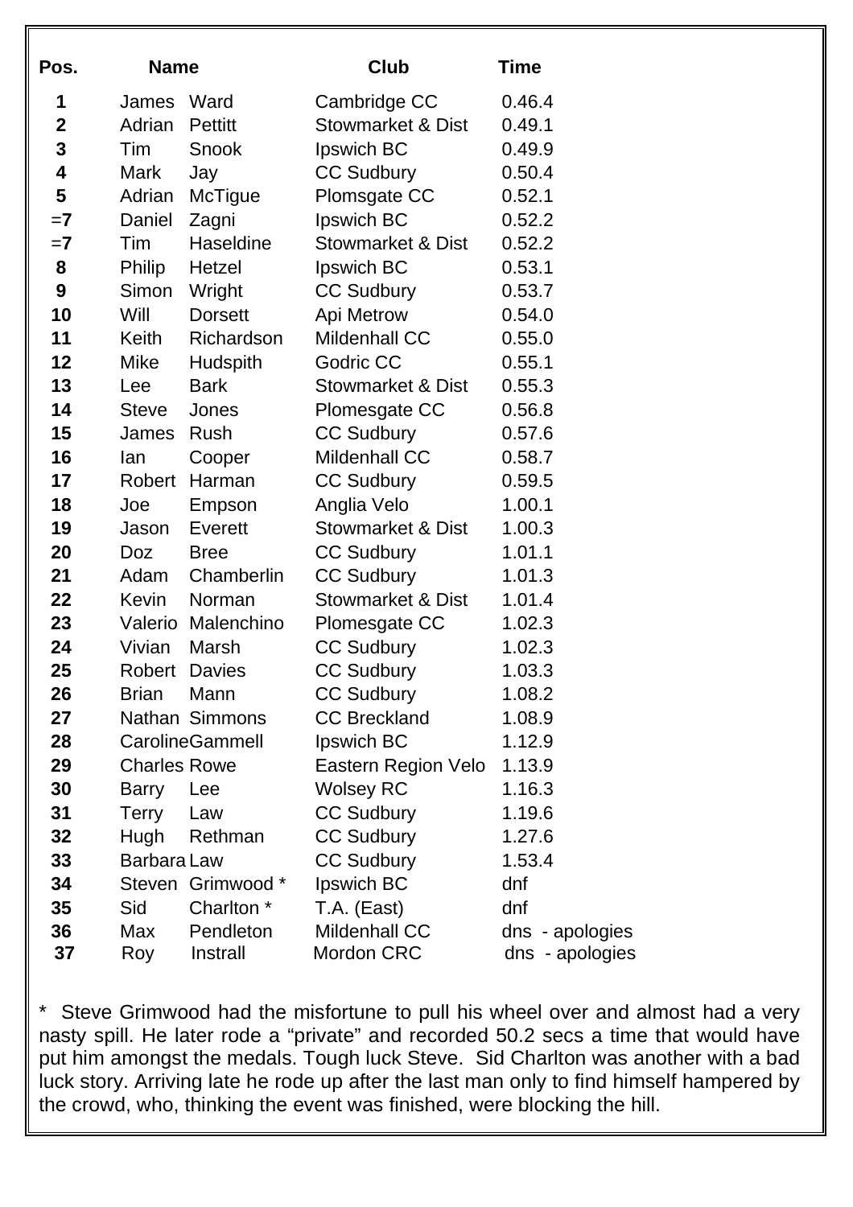| Pos. | Name | | Club | Time |
|---|---|---|---|---|
| 1 | James | Ward | Cambridge CC | 0.46.4 |
| 2 | Adrian | Pettitt | Stowmarket & Dist | 0.49.1 |
| 3 | Tim | Snook | Ipswich BC | 0.49.9 |
| 4 | Mark | Jay | CC Sudbury | 0.50.4 |
| 5 | Adrian | McTigue | Plomsgate CC | 0.52.1 |
| =7 | Daniel | Zagni | Ipswich BC | 0.52.2 |
| =7 | Tim | Haseldine | Stowmarket & Dist | 0.52.2 |
| 8 | Philip | Hetzel | Ipswich BC | 0.53.1 |
| 9 | Simon | Wright | CC Sudbury | 0.53.7 |
| 10 | Will | Dorsett | Api Metrow | 0.54.0 |
| 11 | Keith | Richardson | Mildenhall CC | 0.55.0 |
| 12 | Mike | Hudspith | Godric CC | 0.55.1 |
| 13 | Lee | Bark | Stowmarket & Dist | 0.55.3 |
| 14 | Steve | Jones | Plomesgate CC | 0.56.8 |
| 15 | James | Rush | CC Sudbury | 0.57.6 |
| 16 | Ian | Cooper | Mildenhall CC | 0.58.7 |
| 17 | Robert | Harman | CC Sudbury | 0.59.5 |
| 18 | Joe | Empson | Anglia Velo | 1.00.1 |
| 19 | Jason | Everett | Stowmarket & Dist | 1.00.3 |
| 20 | Doz | Bree | CC Sudbury | 1.01.1 |
| 21 | Adam | Chamberlin | CC Sudbury | 1.01.3 |
| 22 | Kevin | Norman | Stowmarket & Dist | 1.01.4 |
| 23 | Valerio | Malenchino | Plomesgate CC | 1.02.3 |
| 24 | Vivian | Marsh | CC Sudbury | 1.02.3 |
| 25 | Robert | Davies | CC Sudbury | 1.03.3 |
| 26 | Brian | Mann | CC Sudbury | 1.08.2 |
| 27 | Nathan | Simmons | CC Breckland | 1.08.9 |
| 28 | Caroline | Gammell | Ipswich BC | 1.12.9 |
| 29 | Charles | Rowe | Eastern Region Velo | 1.13.9 |
| 30 | Barry | Lee | Wolsey RC | 1.16.3 |
| 31 | Terry | Law | CC Sudbury | 1.19.6 |
| 32 | Hugh | Rethman | CC Sudbury | 1.27.6 |
| 33 | Barbara | Law | CC Sudbury | 1.53.4 |
| 34 | Steven | Grimwood * | Ipswich BC | dnf |
| 35 | Sid | Charlton * | T.A. (East) | dnf |
| 36 | Max | Pendleton | Mildenhall CC | dns - apologies |
| 37 | Roy | Instrall | Mordon CRC | dns - apologies |

* Steve Grimwood had the misfortune to pull his wheel over and almost had a very nasty spill. He later rode a "private" and recorded 50.2 secs a time that would have put him amongst the medals. Tough luck Steve. Sid Charlton was another with a bad luck story. Arriving late he rode up after the last man only to find himself hampered by the crowd, who, thinking the event was finished, were blocking the hill.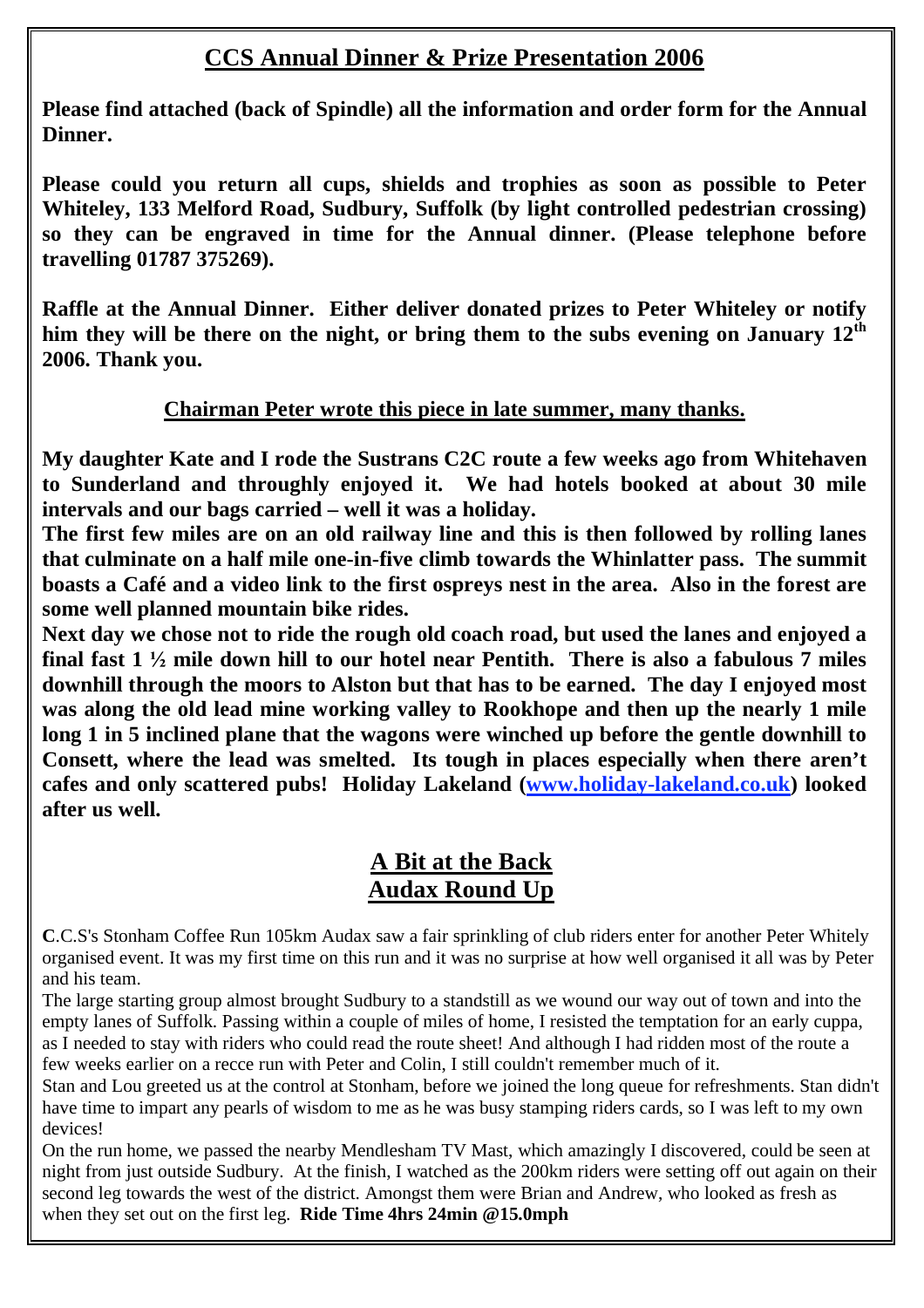## CCS Annual Dinner & Prize Presentation 2006

**Please find attached (back of Spindle) all the information and order form for the Annual Dinner.**

**Please could you return all cups, shields and trophies as soon as possible to Peter Whiteley, 133 Melford Road, Sudbury, Suffolk (by light controlled pedestrian crossing) so they can be engraved in time for the Annual dinner. (Please telephone before travelling 01787 375269).**

**Raffle at the Annual Dinner. Either deliver donated prizes to Peter Whiteley or notify him they will be there on the night, or bring them to the subs evening on January 12th 2006. Thank you.**

**Chairman Peter wrote this piece in late summer, many thanks.**

**My daughter Kate and I rode the Sustrans C2C route a few weeks ago from Whitehaven to Sunderland and throughly enjoyed it. We had hotels booked at about 30 mile intervals and our bags carried – well it was a holiday.**
**The first few miles are on an old railway line and this is then followed by rolling lanes that culminate on a half mile one-in-five climb towards the Whinlatter pass. The summit boasts a Café and a video link to the first ospreys nest in the area. Also in the forest are some well planned mountain bike rides.**
**Next day we chose not to ride the rough old coach road, but used the lanes and enjoyed a final fast 1 ½ mile down hill to our hotel near Pentith. There is also a fabulous 7 miles downhill through the moors to Alston but that has to be earned. The day I enjoyed most was along the old lead mine working valley to Rookhope and then up the nearly 1 mile long 1 in 5 inclined plane that the wagons were winched up before the gentle downhill to Consett, where the lead was smelted. Its tough in places especially when there aren't cafes and only scattered pubs! Holiday Lakeland (www.holiday-lakeland.co.uk) looked after us well.**

## A Bit at the Back
## Audax Round Up

**C**.C.S's Stonham Coffee Run 105km Audax saw a fair sprinkling of club riders enter for another Peter Whitely organised event. It was my first time on this run and it was no surprise at how well organised it all was by Peter and his team.
The large starting group almost brought Sudbury to a standstill as we wound our way out of town and into the empty lanes of Suffolk. Passing within a couple of miles of home, I resisted the temptation for an early cuppa, as I needed to stay with riders who could read the route sheet! And although I had ridden most of the route a few weeks earlier on a recce run with Peter and Colin, I still couldn't remember much of it.
Stan and Lou greeted us at the control at Stonham, before we joined the long queue for refreshments. Stan didn't have time to impart any pearls of wisdom to me as he was busy stamping riders cards, so I was left to my own devices!
On the run home, we passed the nearby Mendlesham TV Mast, which amazingly I discovered, could be seen at night from just outside Sudbury. At the finish, I watched as the 200km riders were setting off out again on their second leg towards the west of the district. Amongst them were Brian and Andrew, who looked as fresh as when they set out on the first leg. **Ride Time 4hrs 24min @15.0mph**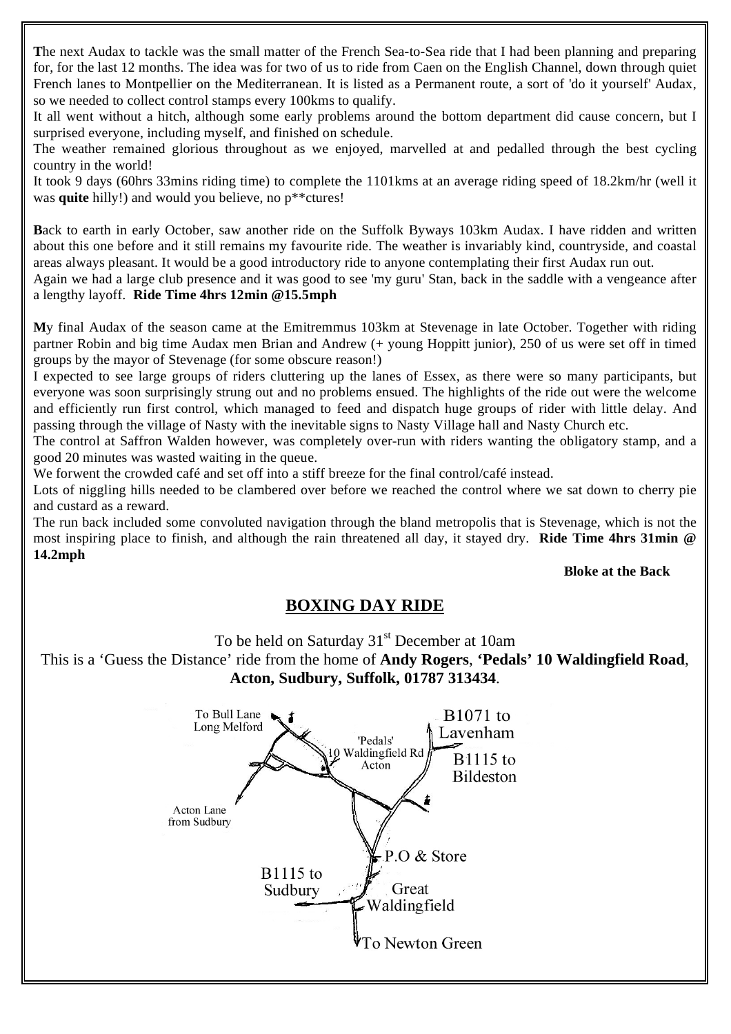**T**he next Audax to tackle was the small matter of the French Sea-to-Sea ride that I had been planning and preparing for, for the last 12 months. The idea was for two of us to ride from Caen on the English Channel, down through quiet French lanes to Montpellier on the Mediterranean. It is listed as a Permanent route, a sort of 'do it yourself' Audax, so we needed to collect control stamps every 100kms to qualify.

It all went without a hitch, although some early problems around the bottom department did cause concern, but I surprised everyone, including myself, and finished on schedule.

The weather remained glorious throughout as we enjoyed, marvelled at and pedalled through the best cycling country in the world!

It took 9 days (60hrs 33mins riding time) to complete the 1101kms at an average riding speed of 18.2km/hr (well it was **quite** hilly!) and would you believe, no p**ctures!

**B**ack to earth in early October, saw another ride on the Suffolk Byways 103km Audax. I have ridden and written about this one before and it still remains my favourite ride. The weather is invariably kind, countryside, and coastal areas always pleasant. It would be a good introductory ride to anyone contemplating their first Audax run out.

Again we had a large club presence and it was good to see 'my guru' Stan, back in the saddle with a vengeance after a lengthy layoff. **Ride Time 4hrs 12min @15.5mph**

**M**y final Audax of the season came at the Emitremmus 103km at Stevenage in late October. Together with riding partner Robin and big time Audax men Brian and Andrew (+ young Hoppitt junior), 250 of us were set off in timed groups by the mayor of Stevenage (for some obscure reason!)

I expected to see large groups of riders cluttering up the lanes of Essex, as there were so many participants, but everyone was soon surprisingly strung out and no problems ensued. The highlights of the ride out were the welcome and efficiently run first control, which managed to feed and dispatch huge groups of rider with little delay. And passing through the village of Nasty with the inevitable signs to Nasty Village hall and Nasty Church etc.

The control at Saffron Walden however, was completely over-run with riders wanting the obligatory stamp, and a good 20 minutes was wasted waiting in the queue.

We forwent the crowded café and set off into a stiff breeze for the final control/café instead.

Lots of niggling hills needed to be clambered over before we reached the control where we sat down to cherry pie and custard as a reward.

The run back included some convoluted navigation through the bland metropolis that is Stevenage, which is not the most inspiring place to finish, and although the rain threatened all day, it stayed dry. **Ride Time 4hrs 31min @ 14.2mph**

**Bloke at the Back**

## BOXING DAY RIDE

To be held on Saturday 31st December at 10am

This is a 'Guess the Distance' ride from the home of **Andy Rogers**, **'Pedals' 10 Waldingfield Road**, **Acton, Sudbury, Suffolk, 01787 313434**.

To Bull Lane Long Melford

'Pedals' 10 Waldingfield Rd Acton

B1071 to Lavenham

B1115 to Bildeston

Acton Lane from Sudbury

P.O & Store

B1115 to Sudbury

Great Waldingfield

To Newton Green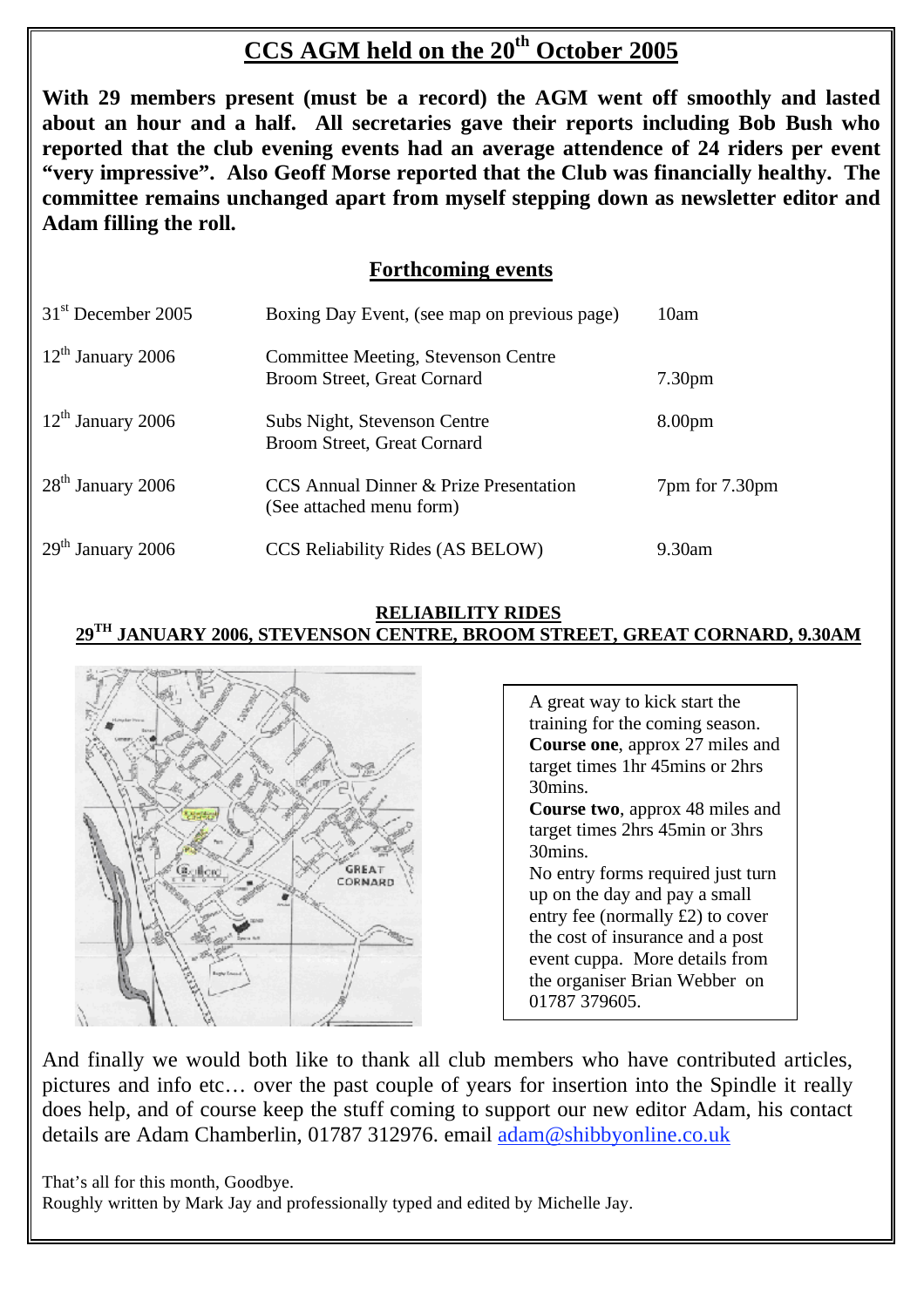# CCS AGM held on the 20th October 2005

**With 29 members present (must be a record) the AGM went off smoothly and lasted about an hour and a half. All secretaries gave their reports including Bob Bush who reported that the club evening events had an average attendence of 24 riders per event "very impressive". Also Geoff Morse reported that the Club was financially healthy. The committee remains unchanged apart from myself stepping down as newsletter editor and Adam filling the roll.**

## Forthcoming events

| | | |
|---|---|---|
| 31st December 2005 | Boxing Day Event, (see map on previous page) | 10am |
| 12th January 2006 | Committee Meeting, Stevenson Centre Broom Street, Great Cornard | 7.30pm |
| 12th January 2006 | Subs Night, Stevenson Centre Broom Street, Great Cornard | 8.00pm |
| 28th January 2006 | CCS Annual Dinner & Prize Presentation (See attached menu form) | 7pm for 7.30pm |
| 29th January 2006 | CCS Reliability Rides (AS BELOW) | 9.30am |

### RELIABILITY RIDES
### 29TH JANUARY 2006, STEVENSON CENTRE, BROOM STREET, GREAT CORNARD, 9.30AM

A great way to kick start the training for the coming season. **Course one**, approx 27 miles and target times 1hr 45mins or 2hrs 30mins. **Course two**, approx 48 miles and target times 2hrs 45min or 3hrs 30mins. No entry forms required just turn up on the day and pay a small entry fee (normally £2) to cover the cost of insurance and a post event cuppa. More details from the organiser Brian Webber on 01787 379605.

And finally we would both like to thank all club members who have contributed articles, pictures and info etc… over the past couple of years for insertion into the Spindle it really does help, and of course keep the stuff coming to support our new editor Adam, his contact details are Adam Chamberlin, 01787 312976. email adam@shibbyonline.co.uk

That's all for this month, Goodbye.
Roughly written by Mark Jay and professionally typed and edited by Michelle Jay.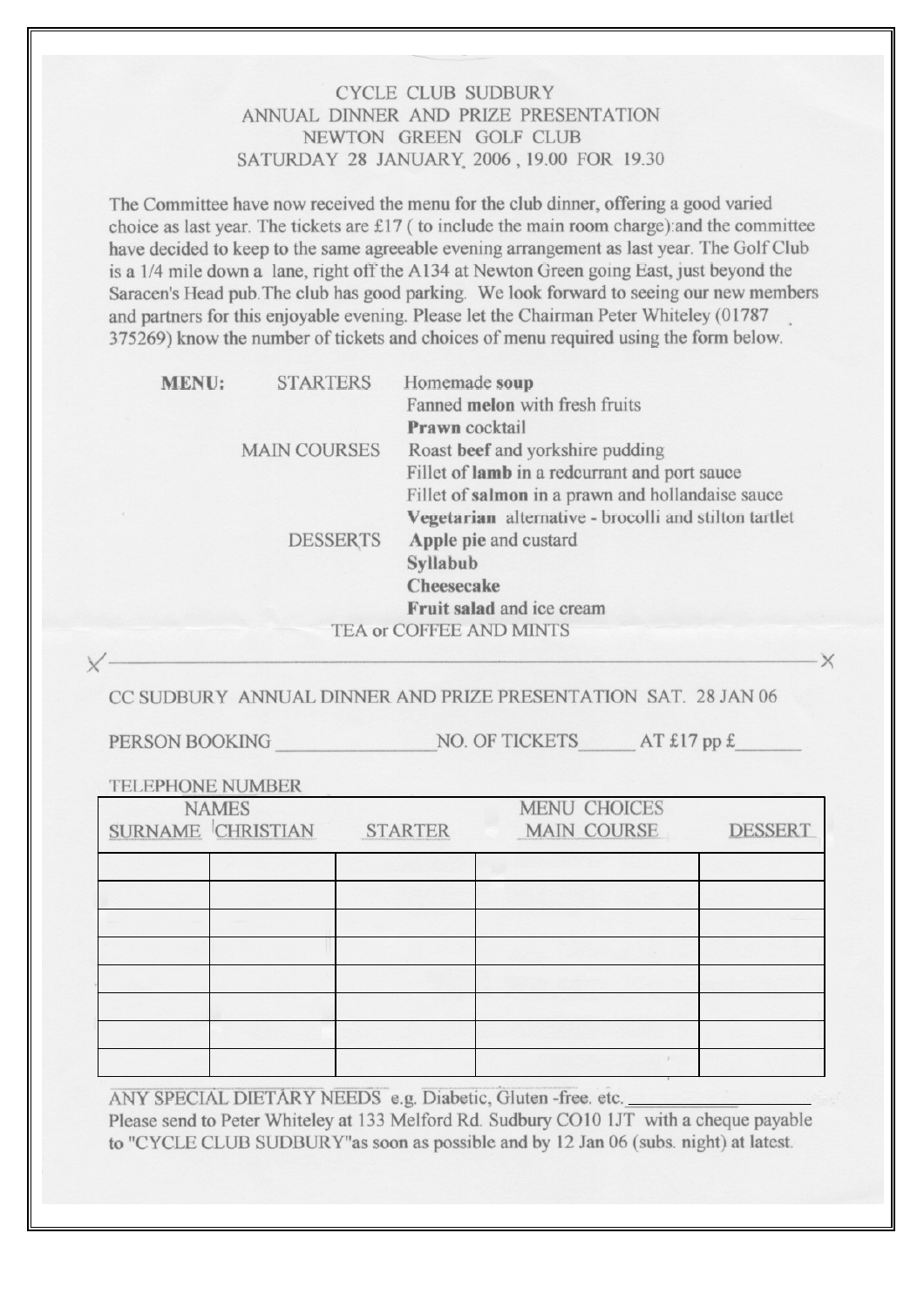# CYCLE CLUB SUDBURY
## ANNUAL DINNER AND PRIZE PRESENTATION
## NEWTON GREEN GOLF CLUB
## SATURDAY 28 JANUARY 2006 , 19.00 FOR 19.30

The Committee have now received the menu for the club dinner, offering a good varied choice as last year. The tickets are £17 ( to include the main room charge):and the committee have decided to keep to the same agreeable evening arrangement as last year. The Golf Club is a 1/4 mile down a lane, right off the A134 at Newton Green going East, just beyond the Saracen's Head pub.The club has good parking. We look forward to seeing our new members and partners for this enjoyable evening. Please let the Chairman Peter Whiteley (01787 375269) know the number of tickets and choices of menu required using the form below.

**MENU:**

STARTERS
- Homemade **soup**
- Fanned **melon** with fresh fruits
- **Prawn** cocktail

MAIN COURSES
- Roast **beef** and yorkshire pudding
- Fillet of **lamb** in a redcurrant and port sauce
- Fillet of **salmon** in a prawn and hollandaise sauce
- **Vegetarian** alternative - brocolli and stilton tartlet

DESSERTS
- **Apple pie** and custard
- **Syllabub**
- **Cheesecake**
- **Fruit salad** and ice cream

TEA or COFFEE AND MINTS

---

CC SUDBURY ANNUAL DINNER AND PRIZE PRESENTATION SAT. 28 JAN 06

PERSON BOOKING ________________NO. OF TICKETS______ AT £17 pp £_______

TELEPHONE NUMBER

| NAMES | | MENU CHOICES | | |
|---|---|---|---|---|
| SURNAME | CHRISTIAN | STARTER | MAIN COURSE | DESSERT |
| | | | | |
| | | | | |
| | | | | |
| | | | | |
| | | | | |
| | | | | |
| | | | | |
| | | | | |

ANY SPECIAL DIETARY NEEDS e.g. Diabetic, Gluten -free. etc.____________________

Please send to Peter Whiteley at 133 Melford Rd. Sudbury CO10 1JT with a cheque payable to "CYCLE CLUB SUDBURY"as soon as possible and by 12 Jan 06 (subs. night) at latest.